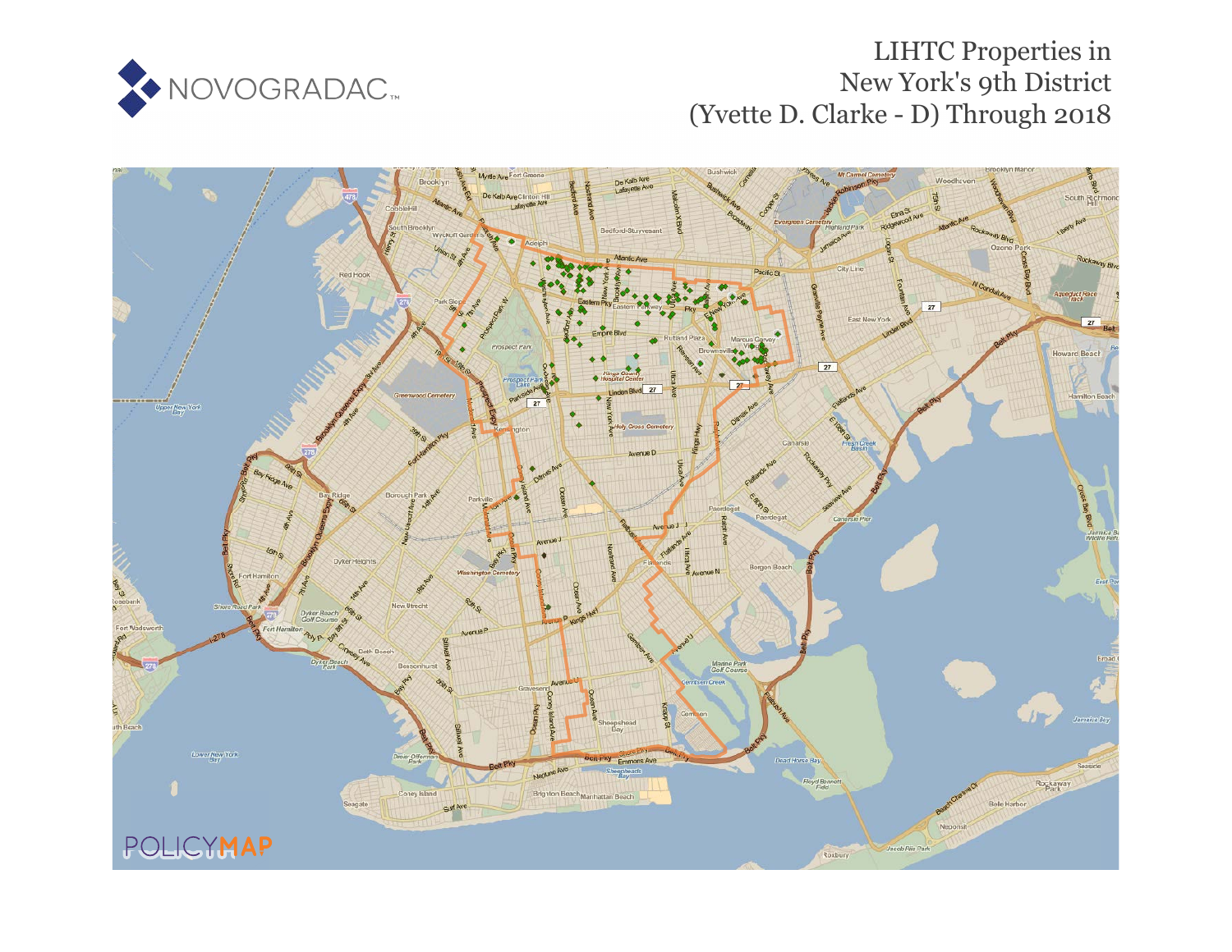NOVOGRADAC

# LIHTC Properties in New York's 9th District (Yvette D. Clarke - D) Through 2018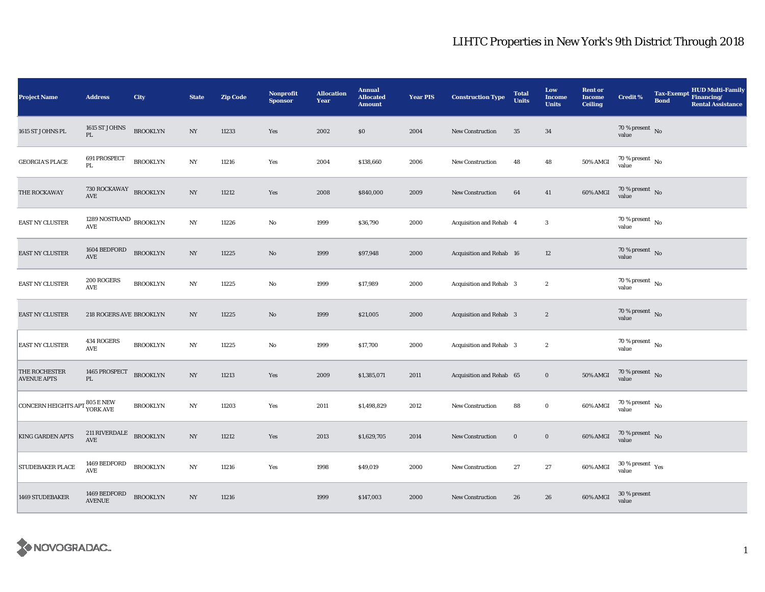# LIHTC Properties in New York's 9th District Through 2018

| Project Name | Address | City | State | Zip Code | Nonprofit Sponsor | Allocation Year | Annual Allocated Amount | Year PIS | Construction Type | Total Units | Low Income Units | Rent or Income Ceiling | Credit % | Tax-Exempt Bond | HUD Multi-Family Financing/ Rental Assistance |
|---|---|---|---|---|---|---|---|---|---|---|---|---|---|---|---|
| 1615 ST JOHNS PL | 1615 ST JOHNS PL | BROOKLYN | NY | 11233 | Yes | 2002 | $0 | 2004 | New Construction | 35 | 34 | | 70 % present value | No | |
| GEORGIA'S PLACE | 691 PROSPECT PL | BROOKLYN | NY | 11216 | Yes | 2004 | $138,660 | 2006 | New Construction | 48 | 48 | 50% AMGI | 70 % present value | No | |
| THE ROCKAWAY | 730 ROCKAWAY AVE | BROOKLYN | NY | 11212 | Yes | 2008 | $840,000 | 2009 | New Construction | 64 | 41 | 60% AMGI | 70 % present value | No | |
| EAST NY CLUSTER | 1289 NOSTRAND AVE | BROOKLYN | NY | 11226 | No | 1999 | $36,790 | 2000 | Acquisition and Rehab | 4 | 3 | | 70 % present value | No | |
| EAST NY CLUSTER | 1604 BEDFORD AVE | BROOKLYN | NY | 11225 | No | 1999 | $97,948 | 2000 | Acquisition and Rehab | 16 | 12 | | 70 % present value | No | |
| EAST NY CLUSTER | 200 ROGERS AVE | BROOKLYN | NY | 11225 | No | 1999 | $17,989 | 2000 | Acquisition and Rehab | 3 | 2 | | 70 % present value | No | |
| EAST NY CLUSTER | 218 ROGERS AVE | BROOKLYN | NY | 11225 | No | 1999 | $21,005 | 2000 | Acquisition and Rehab | 3 | 2 | | 70 % present value | No | |
| EAST NY CLUSTER | 434 ROGERS AVE | BROOKLYN | NY | 11225 | No | 1999 | $17,700 | 2000 | Acquisition and Rehab | 3 | 2 | | 70 % present value | No | |
| THE ROCHESTER AVENUE APTS | 1465 PROSPECT PL | BROOKLYN | NY | 11213 | Yes | 2009 | $1,385,071 | 2011 | Acquisition and Rehab | 65 | 0 | 50% AMGI | 70 % present value | No | |
| CONCERN HEIGHTS APT | 805 E NEW YORK AVE | BROOKLYN | NY | 11203 | Yes | 2011 | $1,498,829 | 2012 | New Construction | 88 | 0 | 60% AMGI | 70 % present value | No | |
| KING GARDEN APTS | 211 RIVERDALE AVE | BROOKLYN | NY | 11212 | Yes | 2013 | $1,629,705 | 2014 | New Construction | 0 | 0 | 60% AMGI | 70 % present value | No | |
| STUDEBAKER PLACE | 1469 BEDFORD AVE | BROOKLYN | NY | 11216 | Yes | 1998 | $49,019 | 2000 | New Construction | 27 | 27 | 60% AMGI | 30 % present value | Yes | |
| 1469 STUDEBAKER | 1469 BEDFORD AVENUE | BROOKLYN | NY | 11216 | | 1999 | $147,003 | 2000 | New Construction | 26 | 26 | 60% AMGI | 30 % present value | | |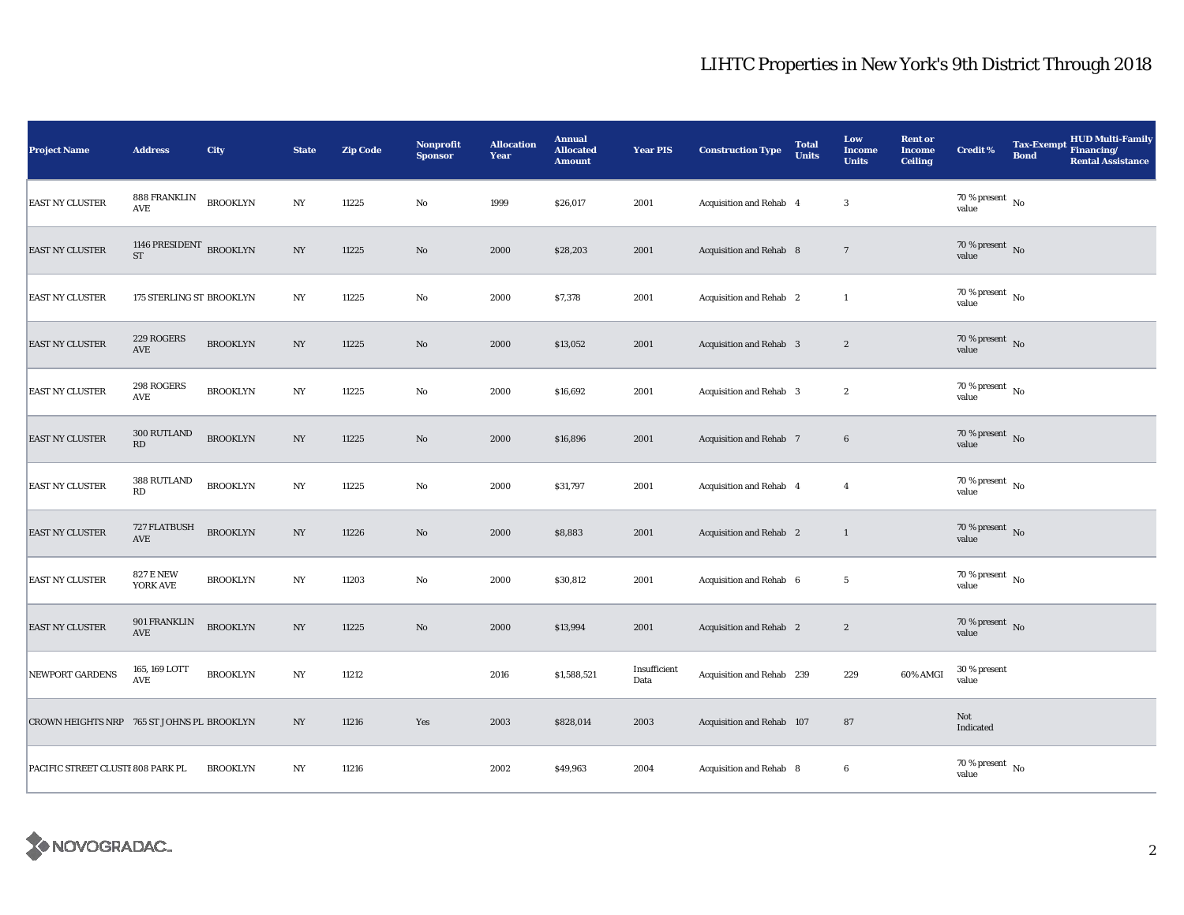# LIHTC Properties in New York's 9th District Through 2018

| Project Name | Address | City | State | Zip Code | Nonprofit Sponsor | Allocation Year | Annual Allocated Amount | Year PIS | Construction Type | Total Units | Low Income Units | Rent or Income Ceiling | Credit % | Tax-Exempt Bond | HUD Multi-Family Financing/ Rental Assistance |
|---|---|---|---|---|---|---|---|---|---|---|---|---|---|---|---|
| EAST NY CLUSTER | 888 FRANKLIN AVE | BROOKLYN | NY | 11225 | No | 1999 | $26,017 | 2001 | Acquisition and Rehab | 4 | 3 | | 70 % present value | No | |
| EAST NY CLUSTER | 1146 PRESIDENT ST | BROOKLYN | NY | 11225 | No | 2000 | $28,203 | 2001 | Acquisition and Rehab | 8 | 7 | | 70 % present value | No | |
| EAST NY CLUSTER | 175 STERLING ST | BROOKLYN | NY | 11225 | No | 2000 | $7,378 | 2001 | Acquisition and Rehab | 2 | 1 | | 70 % present value | No | |
| EAST NY CLUSTER | 229 ROGERS AVE | BROOKLYN | NY | 11225 | No | 2000 | $13,052 | 2001 | Acquisition and Rehab | 3 | 2 | | 70 % present value | No | |
| EAST NY CLUSTER | 298 ROGERS AVE | BROOKLYN | NY | 11225 | No | 2000 | $16,692 | 2001 | Acquisition and Rehab | 3 | 2 | | 70 % present value | No | |
| EAST NY CLUSTER | 300 RUTLAND RD | BROOKLYN | NY | 11225 | No | 2000 | $16,896 | 2001 | Acquisition and Rehab | 7 | 6 | | 70 % present value | No | |
| EAST NY CLUSTER | 388 RUTLAND RD | BROOKLYN | NY | 11225 | No | 2000 | $31,797 | 2001 | Acquisition and Rehab | 4 | 4 | | 70 % present value | No | |
| EAST NY CLUSTER | 727 FLATBUSH AVE | BROOKLYN | NY | 11226 | No | 2000 | $8,883 | 2001 | Acquisition and Rehab | 2 | 1 | | 70 % present value | No | |
| EAST NY CLUSTER | 827 E NEW YORK AVE | BROOKLYN | NY | 11203 | No | 2000 | $30,812 | 2001 | Acquisition and Rehab | 6 | 5 | | 70 % present value | No | |
| EAST NY CLUSTER | 901 FRANKLIN AVE | BROOKLYN | NY | 11225 | No | 2000 | $13,994 | 2001 | Acquisition and Rehab | 2 | 2 | | 70 % present value | No | |
| NEWPORT GARDENS | 165, 169 LOTT AVE | BROOKLYN | NY | 11212 | | 2016 | $1,588,521 | Insufficient Data | Acquisition and Rehab | 239 | 229 | 60% AMGI | 30 % present value | | |
| CROWN HEIGHTS NRP | 765 ST JOHNS PL | BROOKLYN | NY | 11216 | Yes | 2003 | $828,014 | 2003 | Acquisition and Rehab | 107 | 87 | | Not Indicated | | |
| PACIFIC STREET CLUSTI | 808 PARK PL | BROOKLYN | NY | 11216 | | 2002 | $49,963 | 2004 | Acquisition and Rehab | 8 | 6 | | 70 % present value | No | |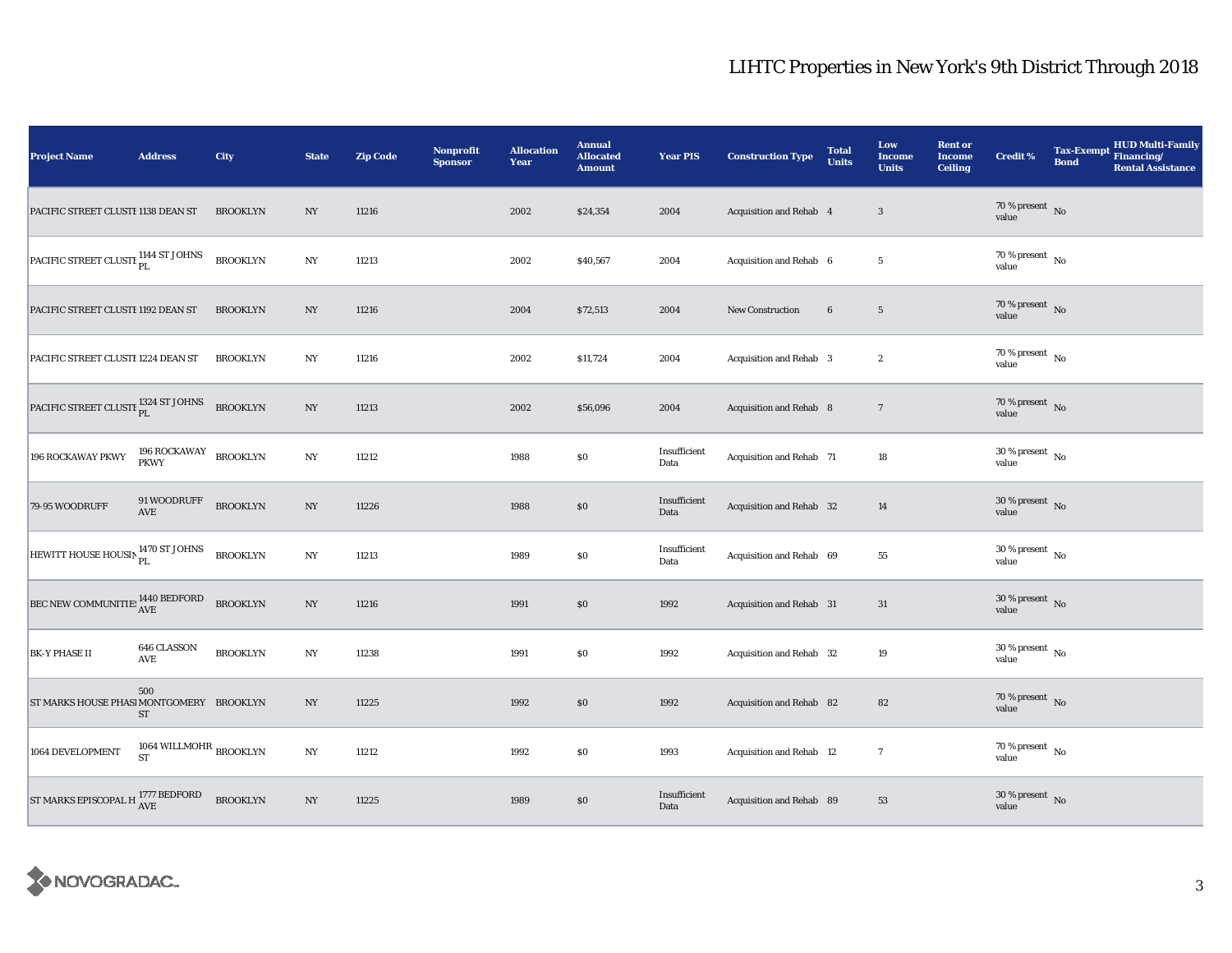# LIHTC Properties in New York's 9th District Through 2018

| Project Name | Address | City | State | Zip Code | Nonprofit Sponsor | Allocation Year | Annual Allocated Amount | Year PIS | Construction Type | Total Units | Low Income Units | Rent or Income Ceiling | Credit % | Tax-Exempt Bond | HUD Multi-Family Financing/ Rental Assistance |
|---|---|---|---|---|---|---|---|---|---|---|---|---|---|---|---|
| PACIFIC STREET CLUSTE | 1138 DEAN ST | BROOKLYN | NY | 11216 | | 2002 | $24,354 | 2004 | Acquisition and Rehab | 4 | 3 | | 70 % present value | No | |
| PACIFIC STREET CLUSTE | 1144 ST JOHNS PL | BROOKLYN | NY | 11213 | | 2002 | $40,567 | 2004 | Acquisition and Rehab | 6 | 5 | | 70 % present value | No | |
| PACIFIC STREET CLUSTE | 1192 DEAN ST | BROOKLYN | NY | 11216 | | 2004 | $72,513 | 2004 | New Construction | 6 | 5 | | 70 % present value | No | |
| PACIFIC STREET CLUSTE | 1224 DEAN ST | BROOKLYN | NY | 11216 | | 2002 | $11,724 | 2004 | Acquisition and Rehab | 3 | 2 | | 70 % present value | No | |
| PACIFIC STREET CLUSTE | 1324 ST JOHNS PL | BROOKLYN | NY | 11213 | | 2002 | $56,096 | 2004 | Acquisition and Rehab | 8 | 7 | | 70 % present value | No | |
| 196 ROCKAWAY PKWY | 196 ROCKAWAY PKWY | BROOKLYN | NY | 11212 | | 1988 | $0 | Insufficient Data | Acquisition and Rehab | 71 | 18 | | 30 % present value | No | |
| 79-95 WOODRUFF | 91 WOODRUFF AVE | BROOKLYN | NY | 11226 | | 1988 | $0 | Insufficient Data | Acquisition and Rehab | 32 | 14 | | 30 % present value | No | |
| HEWITT HOUSE HOUSIN | 1470 ST JOHNS PL | BROOKLYN | NY | 11213 | | 1989 | $0 | Insufficient Data | Acquisition and Rehab | 69 | 55 | | 30 % present value | No | |
| BEC NEW COMMUNITIES | 1440 BEDFORD AVE | BROOKLYN | NY | 11216 | | 1991 | $0 | 1992 | Acquisition and Rehab | 31 | 31 | | 30 % present value | No | |
| BK-Y PHASE II | 646 CLASSON AVE | BROOKLYN | NY | 11238 | | 1991 | $0 | 1992 | Acquisition and Rehab | 32 | 19 | | 30 % present value | No | |
| ST MARKS HOUSE PHASE | 500 MONTGOMERY ST | BROOKLYN | NY | 11225 | | 1992 | $0 | 1992 | Acquisition and Rehab | 82 | 82 | | 70 % present value | No | |
| 1064 DEVELOPMENT | 1064 WILLMOHR ST | BROOKLYN | NY | 11212 | | 1992 | $0 | 1993 | Acquisition and Rehab | 12 | 7 | | 70 % present value | No | |
| ST MARKS EPISCOPAL H | 1777 BEDFORD AVE | BROOKLYN | NY | 11225 | | 1989 | $0 | Insufficient Data | Acquisition and Rehab | 89 | 53 | | 30 % present value | No | |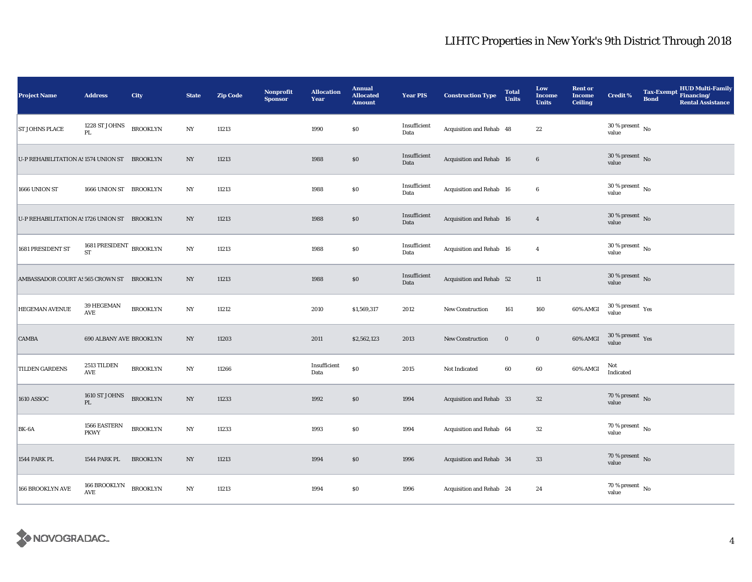# LIHTC Properties in New York's 9th District Through 2018

| Project Name | Address | City | State | Zip Code | Nonprofit Sponsor | Allocation Year | Annual Allocated Amount | Year PIS | Construction Type | Total Units | Low Income Units | Rent or Income Ceiling | Credit % | Tax-Exempt Bond | HUD Multi-Family Financing/ Rental Assistance |
|---|---|---|---|---|---|---|---|---|---|---|---|---|---|---|---|
| ST JOHNS PLACE | 1228 ST JOHNS PL | BROOKLYN | NY | 11213 | | 1990 | $0 | Insufficient Data | Acquisition and Rehab | 48 | 22 | | 30 % present value | No | |
| U-P REHABILITATION AS | 1574 UNION ST | BROOKLYN | NY | 11213 | | 1988 | $0 | Insufficient Data | Acquisition and Rehab | 16 | 6 | | 30 % present value | No | |
| 1666 UNION ST | 1666 UNION ST | BROOKLYN | NY | 11213 | | 1988 | $0 | Insufficient Data | Acquisition and Rehab | 16 | 6 | | 30 % present value | No | |
| U-P REHABILITATION AS | 1726 UNION ST | BROOKLYN | NY | 11213 | | 1988 | $0 | Insufficient Data | Acquisition and Rehab | 16 | 4 | | 30 % present value | No | |
| 1681 PRESIDENT ST | 1681 PRESIDENT ST | BROOKLYN | NY | 11213 | | 1988 | $0 | Insufficient Data | Acquisition and Rehab | 16 | 4 | | 30 % present value | No | |
| AMBASSADOR COURT AS | 565 CROWN ST | BROOKLYN | NY | 11213 | | 1988 | $0 | Insufficient Data | Acquisition and Rehab | 52 | 11 | | 30 % present value | No | |
| HEGEMAN AVENUE | 39 HEGEMAN AVE | BROOKLYN | NY | 11212 | | 2010 | $1,569,317 | 2012 | New Construction | 161 | 160 | 60% AMGI | 30 % present value | Yes | |
| CAMBA | 690 ALBANY AVE | BROOKLYN | NY | 11203 | | 2011 | $2,562,123 | 2013 | New Construction | 0 | 0 | 60% AMGI | 30 % present value | Yes | |
| TILDEN GARDENS | 2513 TILDEN AVE | BROOKLYN | NY | 11266 | | Insufficient Data | $0 | 2015 | Not Indicated | 60 | 60 | 60% AMGI | Not Indicated | | |
| 1610 ASSOC | 1610 ST JOHNS PL | BROOKLYN | NY | 11233 | | 1992 | $0 | 1994 | Acquisition and Rehab | 33 | 32 | | 70 % present value | No | |
| BK-6A | 1566 EASTERN PKWY | BROOKLYN | NY | 11233 | | 1993 | $0 | 1994 | Acquisition and Rehab | 64 | 32 | | 70 % present value | No | |
| 1544 PARK PL | 1544 PARK PL | BROOKLYN | NY | 11213 | | 1994 | $0 | 1996 | Acquisition and Rehab | 34 | 33 | | 70 % present value | No | |
| 166 BROOKLYN AVE | 166 BROOKLYN AVE | BROOKLYN | NY | 11213 | | 1994 | $0 | 1996 | Acquisition and Rehab | 24 | 24 | | 70 % present value | No | |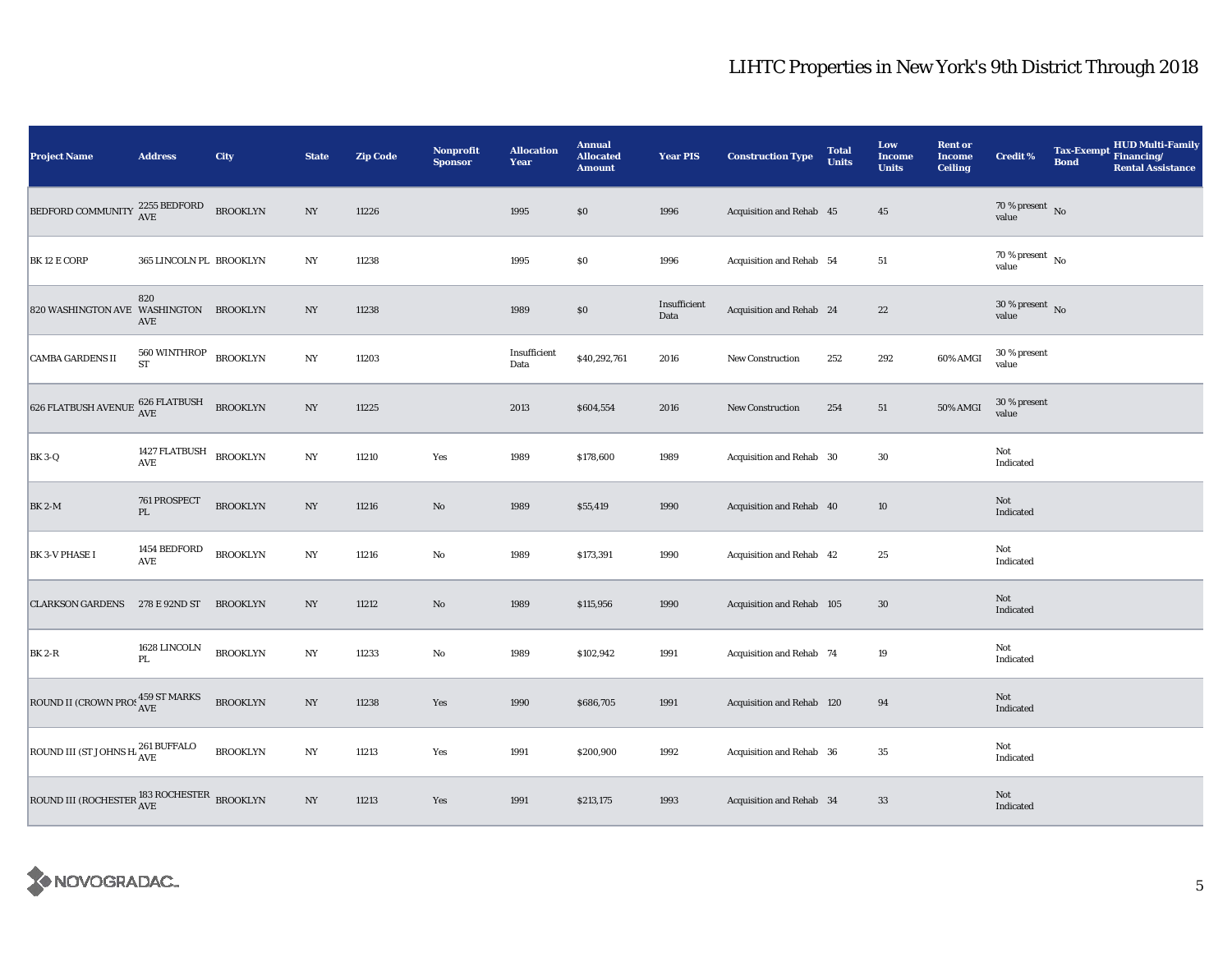# LIHTC Properties in New York's 9th District Through 2018

| Project Name | Address | City | State | Zip Code | Nonprofit Sponsor | Allocation Year | Annual Allocated Amount | Year PIS | Construction Type | Total Units | Low Income Units | Rent or Income Ceiling | Credit % | Tax-Exempt Bond | HUD Multi-Family Financing/ Rental Assistance |
|---|---|---|---|---|---|---|---|---|---|---|---|---|---|---|---|
| BEDFORD COMMUNITY | 2255 BEDFORD AVE | BROOKLYN | NY | 11226 | | 1995 | $0 | 1996 | Acquisition and Rehab | 45 | 45 | | 70 % present value | No | |
| BK 12 E CORP | 365 LINCOLN PL | BROOKLYN | NY | 11238 | | 1995 | $0 | 1996 | Acquisition and Rehab | 54 | 51 | | 70 % present value | No | |
| 820 WASHINGTON AVE | 820 WASHINGTON AVE | BROOKLYN | NY | 11238 | | 1989 | $0 | Insufficient Data | Acquisition and Rehab | 24 | 22 | | 30 % present value | No | |
| CAMBA GARDENS II | 560 WINTHROP ST | BROOKLYN | NY | 11203 | | Insufficient Data | $40,292,761 | 2016 | New Construction | 252 | 292 | 60% AMGI | 30 % present value | | |
| 626 FLATBUSH AVENUE | 626 FLATBUSH AVE | BROOKLYN | NY | 11225 | | 2013 | $604,554 | 2016 | New Construction | 254 | 51 | 50% AMGI | 30 % present value | | |
| BK 3-Q | 1427 FLATBUSH AVE | BROOKLYN | NY | 11210 | Yes | 1989 | $178,600 | 1989 | Acquisition and Rehab | 30 | 30 | | Not Indicated | | |
| BK 2-M | 761 PROSPECT PL | BROOKLYN | NY | 11216 | No | 1989 | $55,419 | 1990 | Acquisition and Rehab | 40 | 10 | | Not Indicated | | |
| BK 3-V PHASE I | 1454 BEDFORD AVE | BROOKLYN | NY | 11216 | No | 1989 | $173,391 | 1990 | Acquisition and Rehab | 42 | 25 | | Not Indicated | | |
| CLARKSON GARDENS | 278 E 92ND ST | BROOKLYN | NY | 11212 | No | 1989 | $115,956 | 1990 | Acquisition and Rehab | 105 | 30 | | Not Indicated | | |
| BK 2-R | 1628 LINCOLN PL | BROOKLYN | NY | 11233 | No | 1989 | $102,942 | 1991 | Acquisition and Rehab | 74 | 19 | | Not Indicated | | |
| ROUND II (CROWN PROS | 459 ST MARKS AVE | BROOKLYN | NY | 11238 | Yes | 1990 | $686,705 | 1991 | Acquisition and Rehab | 120 | 94 | | Not Indicated | | |
| ROUND III (ST JOHNS H. | 261 BUFFALO AVE | BROOKLYN | NY | 11213 | Yes | 1991 | $200,900 | 1992 | Acquisition and Rehab | 36 | 35 | | Not Indicated | | |
| ROUND III (ROCHESTER | 183 ROCHESTER AVE | BROOKLYN | NY | 11213 | Yes | 1991 | $213,175 | 1993 | Acquisition and Rehab | 34 | 33 | | Not Indicated | | |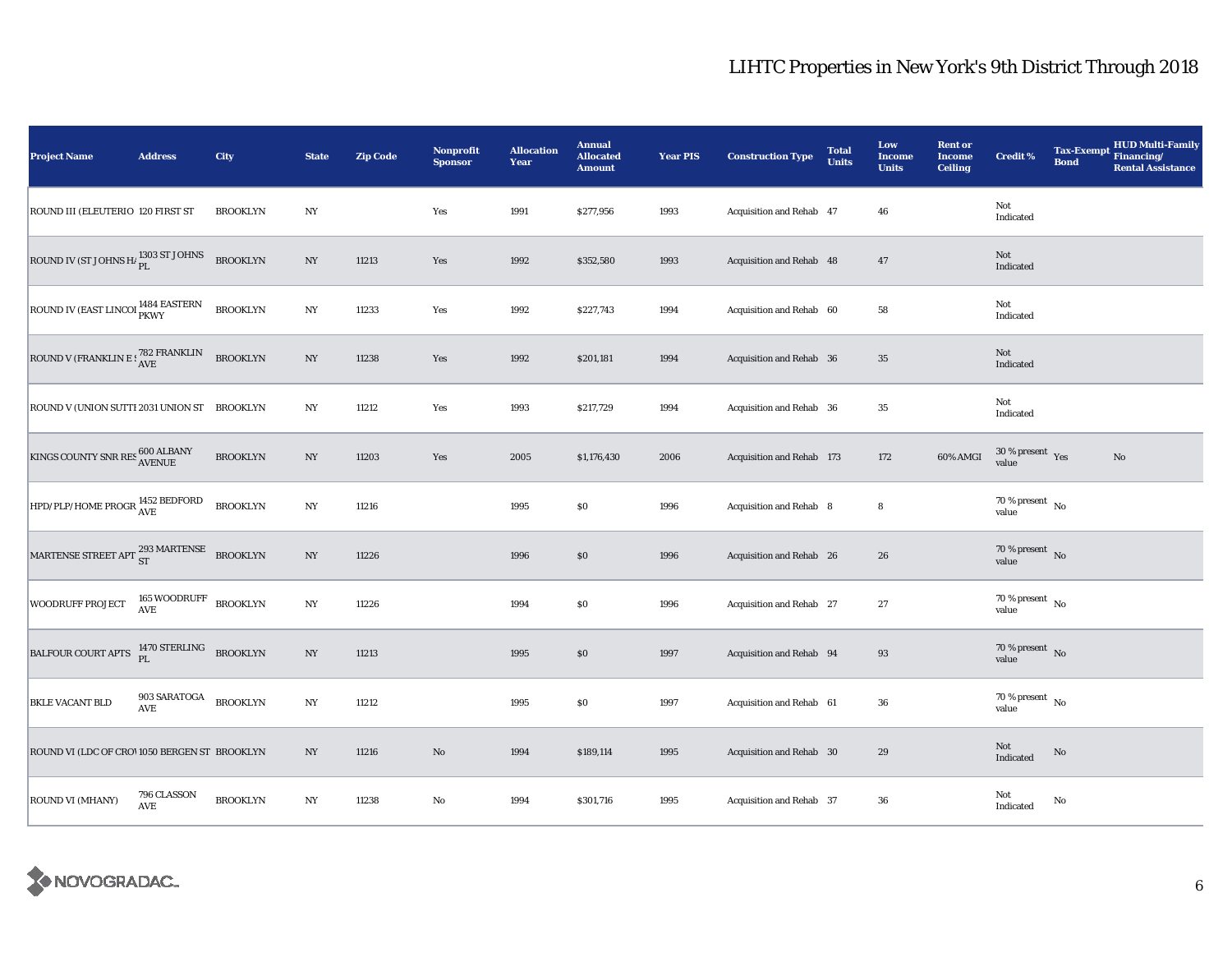# LIHTC Properties in New York's 9th District Through 2018

| Project Name | Address | City | State | Zip Code | Nonprofit Sponsor | Allocation Year | Annual Allocated Amount | Year PIS | Construction Type | Total Units | Low Income Units | Rent or Income Ceiling | Credit % | Tax-Exempt Bond | HUD Multi-Family Financing/ Rental Assistance |
|---|---|---|---|---|---|---|---|---|---|---|---|---|---|---|---|
| ROUND III (ELEUTERIO | 120 FIRST ST | BROOKLYN | NY | | Yes | 1991 | $277,956 | 1993 | Acquisition and Rehab | 47 | 46 | | Not Indicated | | |
| ROUND IV (ST JOHNS HA | 1303 ST JOHNS PL | BROOKLYN | NY | 11213 | Yes | 1992 | $352,580 | 1993 | Acquisition and Rehab | 48 | 47 | | Not Indicated | | |
| ROUND IV (EAST LINCOI | 1484 EASTERN PKWY | BROOKLYN | NY | 11233 | Yes | 1992 | $227,743 | 1994 | Acquisition and Rehab | 60 | 58 | | Not Indicated | | |
| ROUND V (FRANKLIN E S | 782 FRANKLIN AVE | BROOKLYN | NY | 11238 | Yes | 1992 | $201,181 | 1994 | Acquisition and Rehab | 36 | 35 | | Not Indicated | | |
| ROUND V (UNION SUTTI | 2031 UNION ST | BROOKLYN | NY | 11212 | Yes | 1993 | $217,729 | 1994 | Acquisition and Rehab | 36 | 35 | | Not Indicated | | |
| KINGS COUNTY SNR RES | 600 ALBANY AVENUE | BROOKLYN | NY | 11203 | Yes | 2005 | $1,176,430 | 2006 | Acquisition and Rehab | 173 | 172 | 60% AMGI | 30 % present value | Yes | No |
| HPD/PLP/HOME PROGR | 1452 BEDFORD AVE | BROOKLYN | NY | 11216 | | 1995 | $0 | 1996 | Acquisition and Rehab | 8 | 8 | | 70 % present value | No | |
| MARTENSE STREET APT | 293 MARTENSE ST | BROOKLYN | NY | 11226 | | 1996 | $0 | 1996 | Acquisition and Rehab | 26 | 26 | | 70 % present value | No | |
| WOODRUFF PROJECT | 165 WOODRUFF AVE | BROOKLYN | NY | 11226 | | 1994 | $0 | 1996 | Acquisition and Rehab | 27 | 27 | | 70 % present value | No | |
| BALFOUR COURT APTS | 1470 STERLING PL | BROOKLYN | NY | 11213 | | 1995 | $0 | 1997 | Acquisition and Rehab | 94 | 93 | | 70 % present value | No | |
| BKLE VACANT BLD | 903 SARATOGA AVE | BROOKLYN | NY | 11212 | | 1995 | $0 | 1997 | Acquisition and Rehab | 61 | 36 | | 70 % present value | No | |
| ROUND VI (LDC OF CROV | 1050 BERGEN ST | BROOKLYN | NY | 11216 | No | 1994 | $189,114 | 1995 | Acquisition and Rehab | 30 | 29 | | Not Indicated | No | |
| ROUND VI (MHANY) | 796 CLASSON AVE | BROOKLYN | NY | 11238 | No | 1994 | $301,716 | 1995 | Acquisition and Rehab | 37 | 36 | | Not Indicated | No | |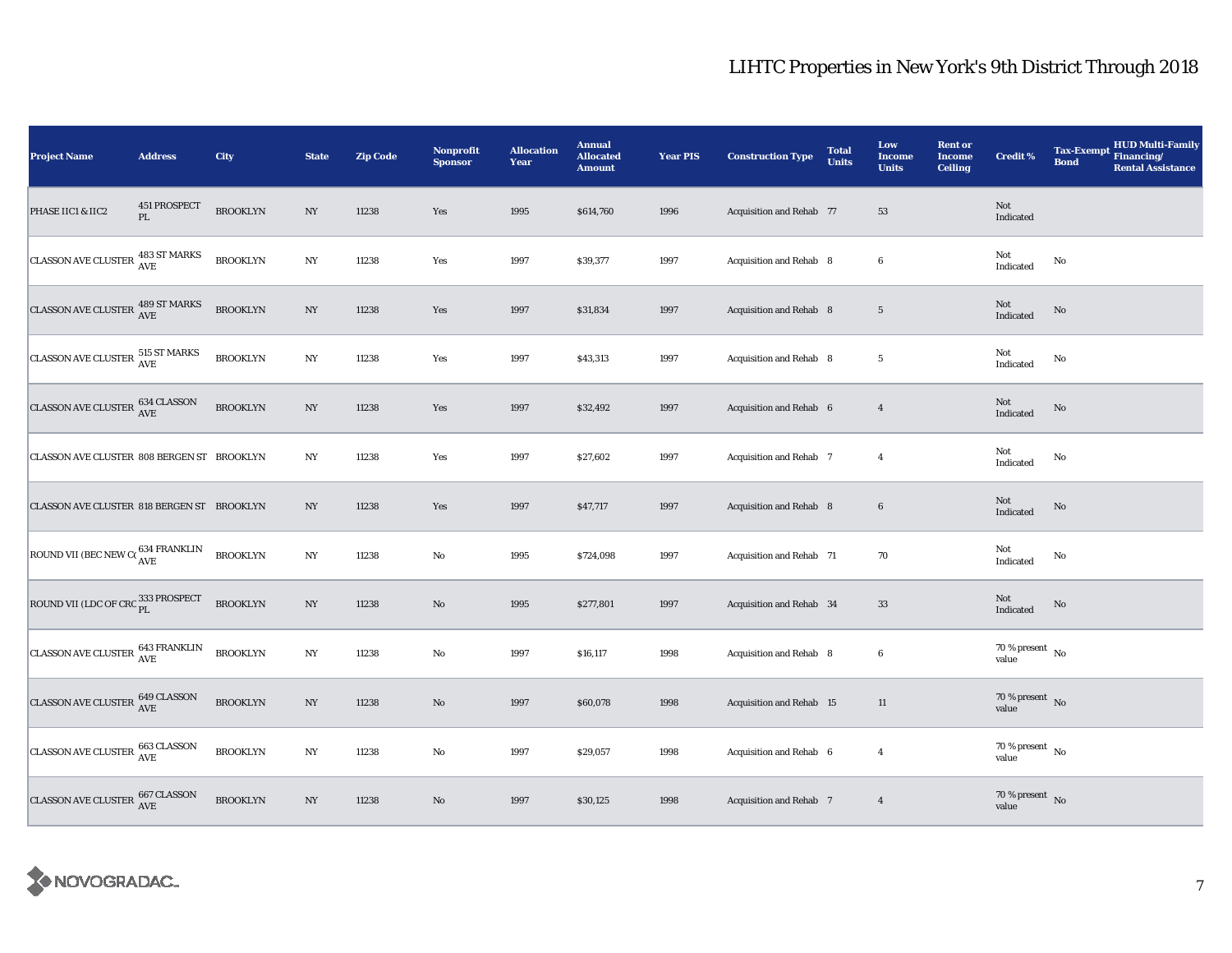# LIHTC Properties in New York's 9th District Through 2018

| Project Name | Address | City | State | Zip Code | Nonprofit Sponsor | Allocation Year | Annual Allocated Amount | Year PIS | Construction Type | Total Units | Low Income Units | Rent or Income Ceiling | Credit % | Tax-Exempt Bond | HUD Multi-Family Financing/ Rental Assistance |
|---|---|---|---|---|---|---|---|---|---|---|---|---|---|---|---|
| PHASE IIC1 & IIC2 | 451 PROSPECT PL | BROOKLYN | NY | 11238 | Yes | 1995 | $614,760 | 1996 | Acquisition and Rehab | 77 | 53 | | Not Indicated | | |
| CLASSON AVE CLUSTER | 483 ST MARKS AVE | BROOKLYN | NY | 11238 | Yes | 1997 | $39,377 | 1997 | Acquisition and Rehab | 8 | 6 | | Not Indicated | No | |
| CLASSON AVE CLUSTER | 489 ST MARKS AVE | BROOKLYN | NY | 11238 | Yes | 1997 | $31,834 | 1997 | Acquisition and Rehab | 8 | 5 | | Not Indicated | No | |
| CLASSON AVE CLUSTER | 515 ST MARKS AVE | BROOKLYN | NY | 11238 | Yes | 1997 | $43,313 | 1997 | Acquisition and Rehab | 8 | 5 | | Not Indicated | No | |
| CLASSON AVE CLUSTER | 634 CLASSON AVE | BROOKLYN | NY | 11238 | Yes | 1997 | $32,492 | 1997 | Acquisition and Rehab | 6 | 4 | | Not Indicated | No | |
| CLASSON AVE CLUSTER | 808 BERGEN ST | BROOKLYN | NY | 11238 | Yes | 1997 | $27,602 | 1997 | Acquisition and Rehab | 7 | 4 | | Not Indicated | No | |
| CLASSON AVE CLUSTER | 818 BERGEN ST | BROOKLYN | NY | 11238 | Yes | 1997 | $47,717 | 1997 | Acquisition and Rehab | 8 | 6 | | Not Indicated | No | |
| ROUND VII (BEC NEW CO | 634 FRANKLIN AVE | BROOKLYN | NY | 11238 | No | 1995 | $724,098 | 1997 | Acquisition and Rehab | 71 | 70 | | Not Indicated | No | |
| ROUND VII (LDC OF CRC | 333 PROSPECT PL | BROOKLYN | NY | 11238 | No | 1995 | $277,801 | 1997 | Acquisition and Rehab | 34 | 33 | | Not Indicated | No | |
| CLASSON AVE CLUSTER | 643 FRANKLIN AVE | BROOKLYN | NY | 11238 | No | 1997 | $16,117 | 1998 | Acquisition and Rehab | 8 | 6 | | 70 % present value | No | |
| CLASSON AVE CLUSTER | 649 CLASSON AVE | BROOKLYN | NY | 11238 | No | 1997 | $60,078 | 1998 | Acquisition and Rehab | 15 | 11 | | 70 % present value | No | |
| CLASSON AVE CLUSTER | 663 CLASSON AVE | BROOKLYN | NY | 11238 | No | 1997 | $29,057 | 1998 | Acquisition and Rehab | 6 | 4 | | 70 % present value | No | |
| CLASSON AVE CLUSTER | 667 CLASSON AVE | BROOKLYN | NY | 11238 | No | 1997 | $30,125 | 1998 | Acquisition and Rehab | 7 | 4 | | 70 % present value | No | |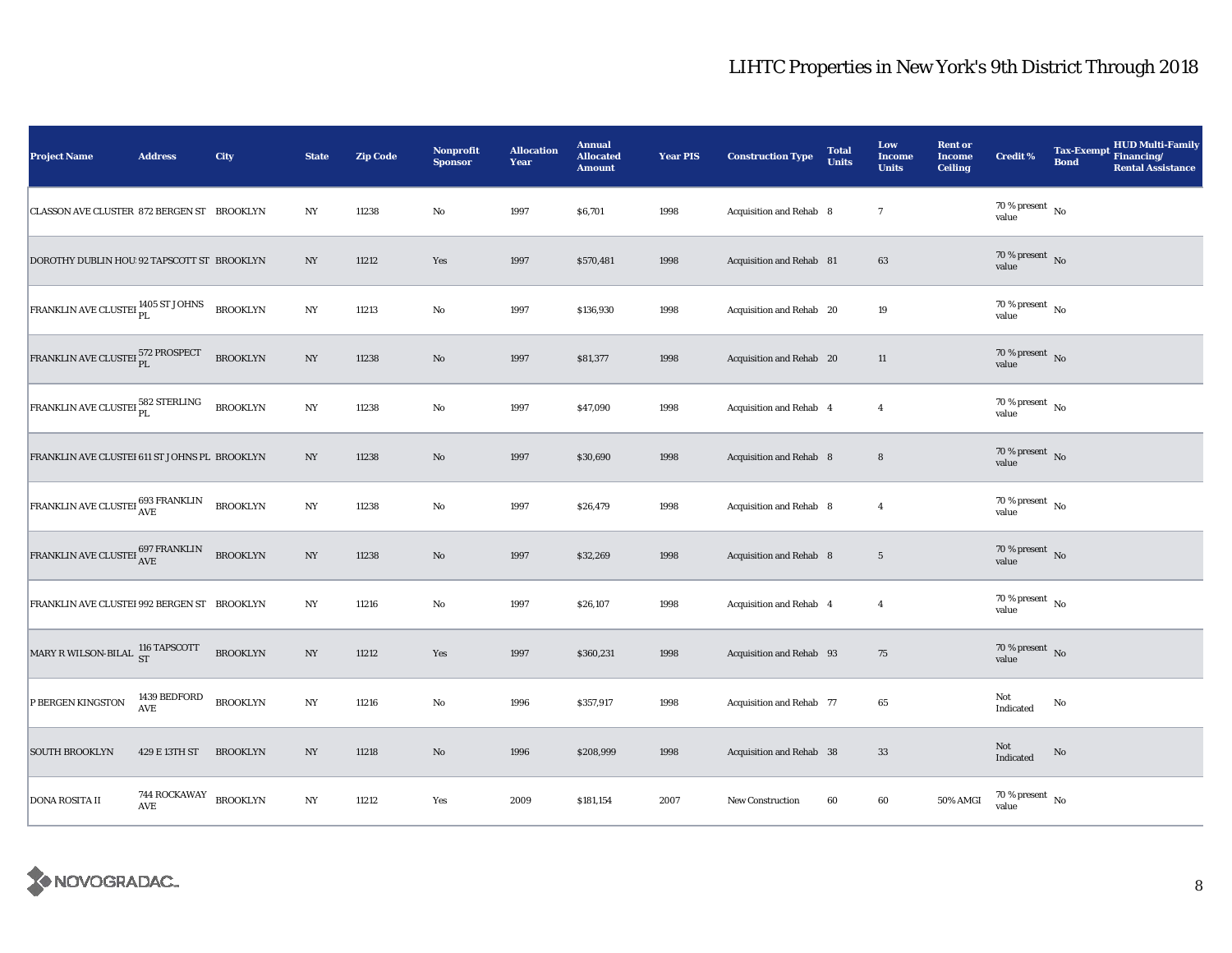# LIHTC Properties in New York's 9th District Through 2018

| Project Name | Address | City | State | Zip Code | Nonprofit Sponsor | Allocation Year | Annual Allocated Amount | Year PIS | Construction Type | Total Units | Low Income Units | Rent or Income Ceiling | Credit % | Tax-Exempt Bond | HUD Multi-Family Financing/ Rental Assistance |
|---|---|---|---|---|---|---|---|---|---|---|---|---|---|---|---|
| CLASSON AVE CLUSTER | 872 BERGEN ST | BROOKLYN | NY | 11238 | No | 1997 | $6,701 | 1998 | Acquisition and Rehab | 8 | 7 | | 70 % present value | No | |
| DOROTHY DUBLIN HOU | 92 TAPSCOTT ST | BROOKLYN | NY | 11212 | Yes | 1997 | $570,481 | 1998 | Acquisition and Rehab | 81 | 63 | | 70 % present value | No | |
| FRANKLIN AVE CLUSTE | 1405 ST JOHNS PL | BROOKLYN | NY | 11213 | No | 1997 | $136,930 | 1998 | Acquisition and Rehab | 20 | 19 | | 70 % present value | No | |
| FRANKLIN AVE CLUSTE | 572 PROSPECT PL | BROOKLYN | NY | 11238 | No | 1997 | $81,377 | 1998 | Acquisition and Rehab | 20 | 11 | | 70 % present value | No | |
| FRANKLIN AVE CLUSTE | 582 STERLING PL | BROOKLYN | NY | 11238 | No | 1997 | $47,090 | 1998 | Acquisition and Rehab | 4 | 4 | | 70 % present value | No | |
| FRANKLIN AVE CLUSTE | 611 ST JOHNS PL | BROOKLYN | NY | 11238 | No | 1997 | $30,690 | 1998 | Acquisition and Rehab | 8 | 8 | | 70 % present value | No | |
| FRANKLIN AVE CLUSTE | 693 FRANKLIN AVE | BROOKLYN | NY | 11238 | No | 1997 | $26,479 | 1998 | Acquisition and Rehab | 8 | 4 | | 70 % present value | No | |
| FRANKLIN AVE CLUSTE | 697 FRANKLIN AVE | BROOKLYN | NY | 11238 | No | 1997 | $32,269 | 1998 | Acquisition and Rehab | 8 | 5 | | 70 % present value | No | |
| FRANKLIN AVE CLUSTE | 992 BERGEN ST | BROOKLYN | NY | 11216 | No | 1997 | $26,107 | 1998 | Acquisition and Rehab | 4 | 4 | | 70 % present value | No | |
| MARY R WILSON-BILAL | 116 TAPSCOTT ST | BROOKLYN | NY | 11212 | Yes | 1997 | $360,231 | 1998 | Acquisition and Rehab | 93 | 75 | | 70 % present value | No | |
| P BERGEN KINGSTON | 1439 BEDFORD AVE | BROOKLYN | NY | 11216 | No | 1996 | $357,917 | 1998 | Acquisition and Rehab | 77 | 65 | | Not Indicated | No | |
| SOUTH BROOKLYN | 429 E 13TH ST | BROOKLYN | NY | 11218 | No | 1996 | $208,999 | 1998 | Acquisition and Rehab | 38 | 33 | | Not Indicated | No | |
| DONA ROSITA II | 744 ROCKAWAY AVE | BROOKLYN | NY | 11212 | Yes | 2009 | $181,154 | 2007 | New Construction | 60 | 60 | 50% AMGI | 70 % present value | No | |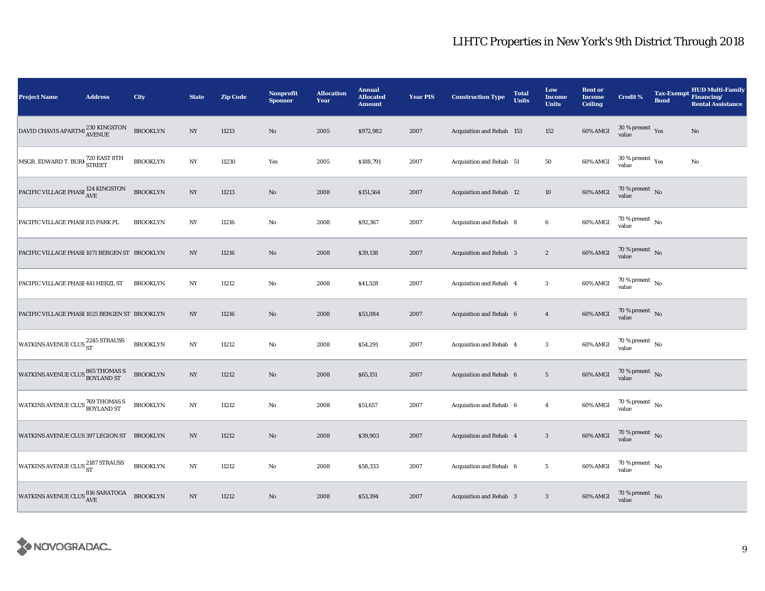# LIHTC Properties in New York's 9th District Through 2018

| Project Name | Address | City | State | Zip Code | Nonprofit Sponsor | Allocation Year | Annual Allocated Amount | Year PIS | Construction Type | Total Units | Low Income Units | Rent or Income Ceiling | Credit % | Tax-Exempt Bond | HUD Multi-Family Financing/ Rental Assistance |
|---|---|---|---|---|---|---|---|---|---|---|---|---|---|---|---|
| DAVID CHAVIS APARTMI | 230 KINGSTON AVENUE | BROOKLYN | NY | 11213 | No | 2005 | $972,982 | 2007 | Acquisition and Rehab | 153 | 152 | 60% AMGI | 30 % present value | Yes | No |
| MSGR. EDWARD T. BURK | 720 EAST 8TH STREET | BROOKLYN | NY | 11230 | Yes | 2005 | $188,791 | 2007 | Acquisition and Rehab | 51 | 50 | 60% AMGI | 30 % present value | Yes | No |
| PACIFIC VILLAGE PHASE | 124 KINGSTON AVE | BROOKLYN | NY | 11213 | No | 2008 | $151,564 | 2007 | Acquisition and Rehab | 12 | 10 | 60% AMGI | 70 % present value | No | |
| PACIFIC VILLAGE PHASE | 815 PARK PL | BROOKLYN | NY | 11216 | No | 2008 | $92,367 | 2007 | Acquisition and Rehab | 8 | 6 | 60% AMGI | 70 % present value | No | |
| PACIFIC VILLAGE PHASE | 1071 BERGEN ST | BROOKLYN | NY | 11216 | No | 2008 | $39,138 | 2007 | Acquisition and Rehab | 3 | 2 | 60% AMGI | 70 % present value | No | |
| PACIFIC VILLAGE PHASE | 441 HERZL ST | BROOKLYN | NY | 11212 | No | 2008 | $41,328 | 2007 | Acquisition and Rehab | 4 | 3 | 60% AMGI | 70 % present value | No | |
| PACIFIC VILLAGE PHASE | 1025 BERGEN ST | BROOKLYN | NY | 11216 | No | 2008 | $53,084 | 2007 | Acquisition and Rehab | 6 | 4 | 60% AMGI | 70 % present value | No | |
| WATKINS AVENUE CLUS | 2245 STRAUSS ST | BROOKLYN | NY | 11212 | No | 2008 | $54,291 | 2007 | Acquisition and Rehab | 4 | 3 | 60% AMGI | 70 % present value | No | |
| WATKINS AVENUE CLUS | 865 THOMAS S BOYLAND ST | BROOKLYN | NY | 11212 | No | 2008 | $65,151 | 2007 | Acquisition and Rehab | 6 | 5 | 60% AMGI | 70 % present value | No | |
| WATKINS AVENUE CLUS | 769 THOMAS S BOYLAND ST | BROOKLYN | NY | 11212 | No | 2008 | $51,657 | 2007 | Acquisition and Rehab | 6 | 4 | 60% AMGI | 70 % present value | No | |
| WATKINS AVENUE CLUS | 397 LEGION ST | BROOKLYN | NY | 11212 | No | 2008 | $39,903 | 2007 | Acquisition and Rehab | 4 | 3 | 60% AMGI | 70 % present value | No | |
| WATKINS AVENUE CLUS | 2187 STRAUSS ST | BROOKLYN | NY | 11212 | No | 2008 | $58,333 | 2007 | Acquisition and Rehab | 6 | 5 | 60% AMGI | 70 % present value | No | |
| WATKINS AVENUE CLUS | 816 SARATOGA AVE | BROOKLYN | NY | 11212 | No | 2008 | $53,394 | 2007 | Acquisition and Rehab | 3 | 3 | 60% AMGI | 70 % present value | No | |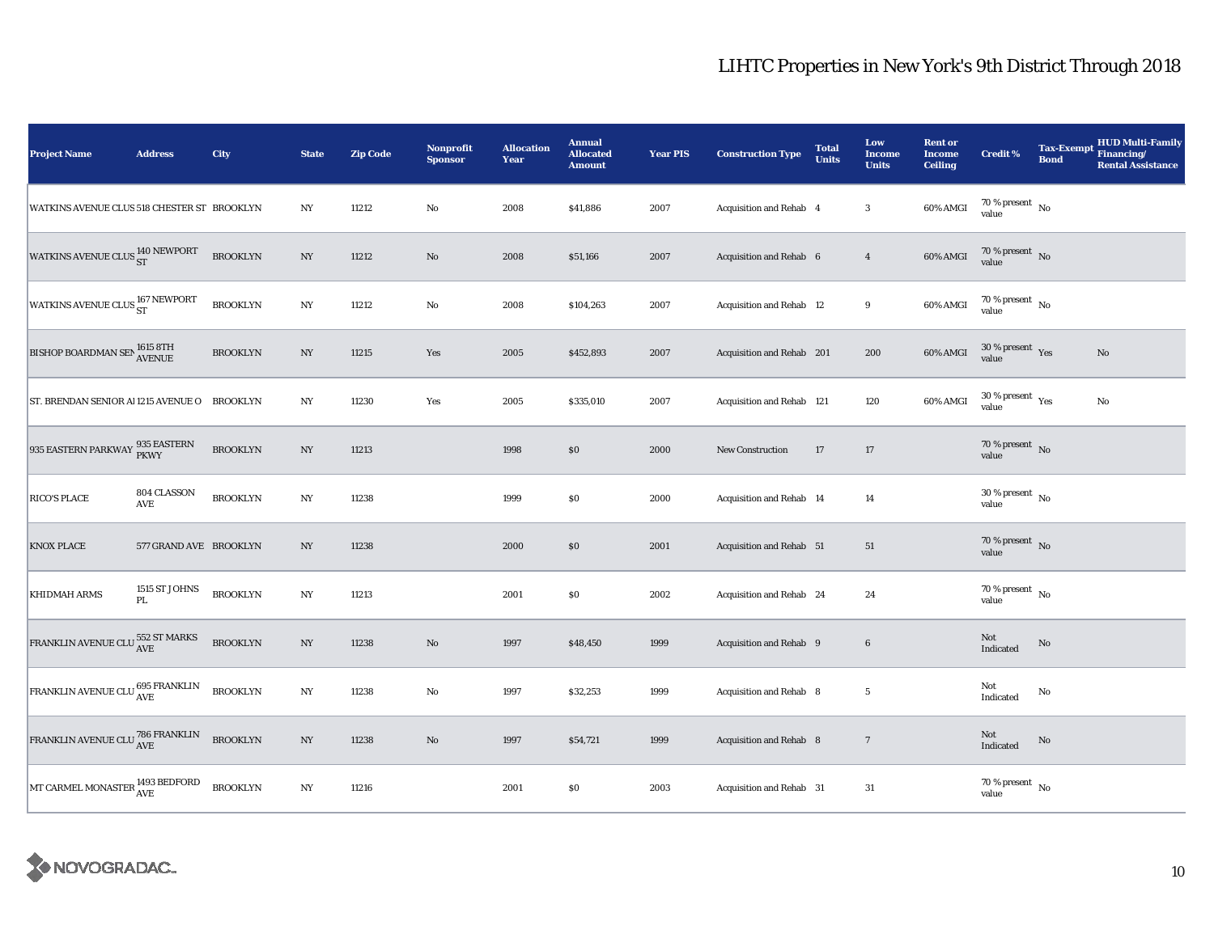# LIHTC Properties in New York's 9th District Through 2018

| Project Name | Address | City | State | Zip Code | Nonprofit Sponsor | Allocation Year | Annual Allocated Amount | Year PIS | Construction Type | Total Units | Low Income Units | Rent or Income Ceiling | Credit % | Tax-Exempt Bond | HUD Multi-Family Financing/ Rental Assistance |
|---|---|---|---|---|---|---|---|---|---|---|---|---|---|---|---|
| WATKINS AVENUE CLUS | 518 CHESTER ST | BROOKLYN | NY | 11212 | No | 2008 | $41,886 | 2007 | Acquisition and Rehab | 4 | 3 | 60% AMGI | 70 % present value | No | |
| WATKINS AVENUE CLUS | 140 NEWPORT ST | BROOKLYN | NY | 11212 | No | 2008 | $51,166 | 2007 | Acquisition and Rehab | 6 | 4 | 60% AMGI | 70 % present value | No | |
| WATKINS AVENUE CLUS | 167 NEWPORT ST | BROOKLYN | NY | 11212 | No | 2008 | $104,263 | 2007 | Acquisition and Rehab | 12 | 9 | 60% AMGI | 70 % present value | No | |
| BISHOP BOARDMAN SEN | 1615 8TH AVENUE | BROOKLYN | NY | 11215 | Yes | 2005 | $452,893 | 2007 | Acquisition and Rehab | 201 | 200 | 60% AMGI | 30 % present value | Yes | No |
| ST. BRENDAN SENIOR AI | 1215 AVENUE O | BROOKLYN | NY | 11230 | Yes | 2005 | $335,010 | 2007 | Acquisition and Rehab | 121 | 120 | 60% AMGI | 30 % present value | Yes | No |
| 935 EASTERN PARKWAY | 935 EASTERN PKWY | BROOKLYN | NY | 11213 | | 1998 | $0 | 2000 | New Construction | 17 | 17 | | 70 % present value | No | |
| RICO'S PLACE | 804 CLASSON AVE | BROOKLYN | NY | 11238 | | 1999 | $0 | 2000 | Acquisition and Rehab | 14 | 14 | | 30 % present value | No | |
| KNOX PLACE | 577 GRAND AVE | BROOKLYN | NY | 11238 | | 2000 | $0 | 2001 | Acquisition and Rehab | 51 | 51 | | 70 % present value | No | |
| KHIDMAH ARMS | 1515 ST JOHNS PL | BROOKLYN | NY | 11213 | | 2001 | $0 | 2002 | Acquisition and Rehab | 24 | 24 | | 70 % present value | No | |
| FRANKLIN AVENUE CLU | 552 ST MARKS AVE | BROOKLYN | NY | 11238 | No | 1997 | $48,450 | 1999 | Acquisition and Rehab | 9 | 6 | | Not Indicated | No | |
| FRANKLIN AVENUE CLU | 695 FRANKLIN AVE | BROOKLYN | NY | 11238 | No | 1997 | $32,253 | 1999 | Acquisition and Rehab | 8 | 5 | | Not Indicated | No | |
| FRANKLIN AVENUE CLU | 786 FRANKLIN AVE | BROOKLYN | NY | 11238 | No | 1997 | $54,721 | 1999 | Acquisition and Rehab | 8 | 7 | | Not Indicated | No | |
| MT CARMEL MONASTER | 1493 BEDFORD AVE | BROOKLYN | NY | 11216 | | 2001 | $0 | 2003 | Acquisition and Rehab | 31 | 31 | | 70 % present value | No | |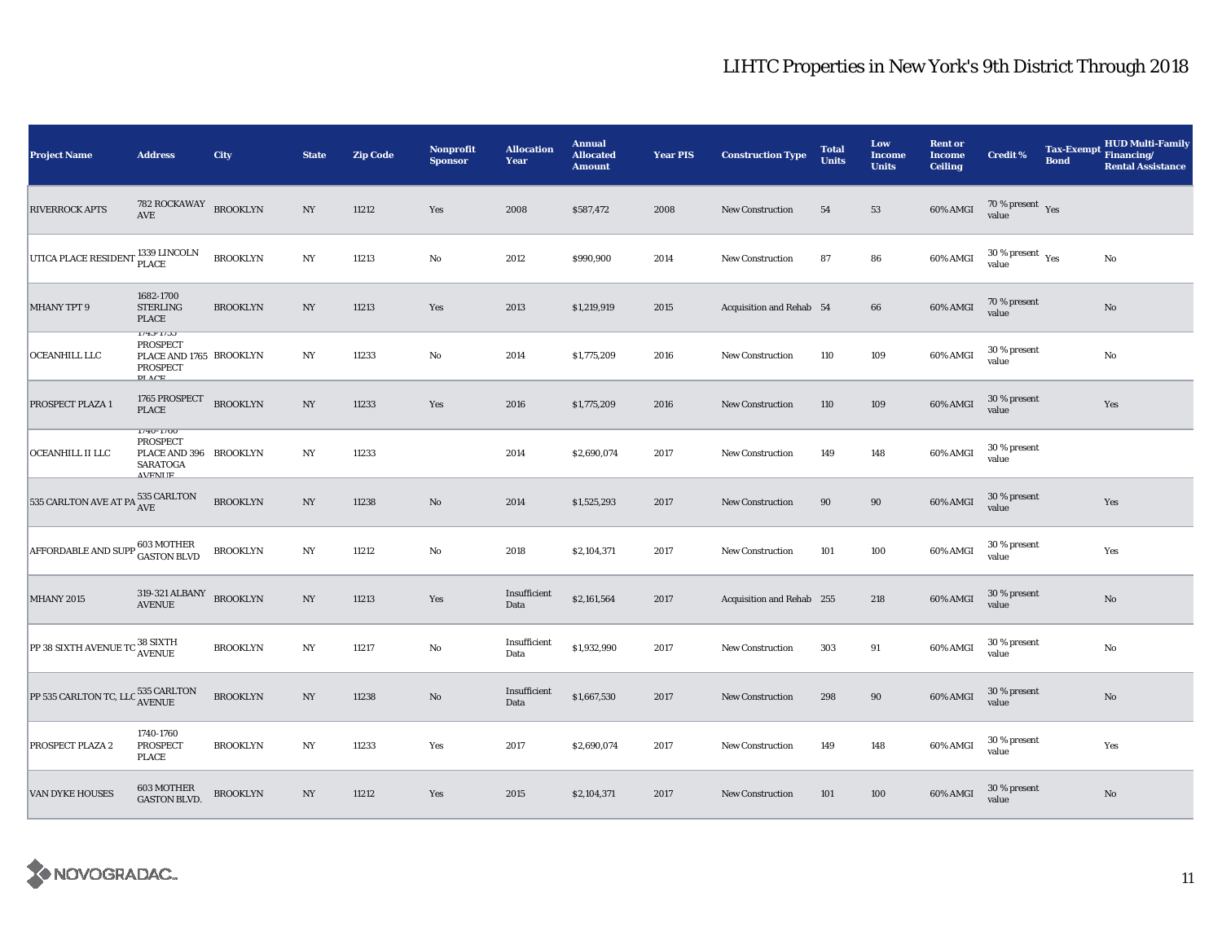# LIHTC Properties in New York's 9th District Through 2018

| Project Name | Address | City | State | Zip Code | Nonprofit Sponsor | Allocation Year | Annual Allocated Amount | Year PIS | Construction Type | Total Units | Low Income Units | Rent or Income Ceiling | Credit % | Tax-Exempt Bond | HUD Multi-Family Financing/ Rental Assistance |
|---|---|---|---|---|---|---|---|---|---|---|---|---|---|---|---|
| RIVERROCK APTS | 782 ROCKAWAY AVE | BROOKLYN | NY | 11212 | Yes | 2008 | $587,472 | 2008 | New Construction | 54 | 53 | 60% AMGI | 70 % present value | Yes | |
| UTICA PLACE RESIDENT | 1339 LINCOLN PLACE | BROOKLYN | NY | 11213 | No | 2012 | $990,900 | 2014 | New Construction | 87 | 86 | 60% AMGI | 30 % present value | Yes | No |
| MHANY TPT 9 | 1682-1700 STERLING PLACE | BROOKLYN | NY | 11213 | Yes | 2013 | $1,219,919 | 2015 | Acquisition and Rehab | 54 | 66 | 60% AMGI | 70 % present value | | No |
| OCEANHILL LLC | 1745-1755 PROSPECT PLACE AND 1765 PROSPECT PLACE | BROOKLYN | NY | 11233 | No | 2014 | $1,775,209 | 2016 | New Construction | 110 | 109 | 60% AMGI | 30 % present value | | No |
| PROSPECT PLAZA 1 | 1765 PROSPECT PLACE | BROOKLYN | NY | 11233 | Yes | 2016 | $1,775,209 | 2016 | New Construction | 110 | 109 | 60% AMGI | 30 % present value | | Yes |
| OCEANHILL II LLC | 1740-1760 PROSPECT PLACE AND 396 SARATOGA AVENUE | BROOKLYN | NY | 11233 | | 2014 | $2,690,074 | 2017 | New Construction | 149 | 148 | 60% AMGI | 30 % present value | | |
| 535 CARLTON AVE AT PA | 535 CARLTON AVE | BROOKLYN | NY | 11238 | No | 2014 | $1,525,293 | 2017 | New Construction | 90 | 90 | 60% AMGI | 30 % present value | | Yes |
| AFFORDABLE AND SUPP | 603 MOTHER GASTON BLVD | BROOKLYN | NY | 11212 | No | 2018 | $2,104,371 | 2017 | New Construction | 101 | 100 | 60% AMGI | 30 % present value | | Yes |
| MHANY 2015 | 319-321 ALBANY AVENUE | BROOKLYN | NY | 11213 | Yes | Insufficient Data | $2,161,564 | 2017 | Acquisition and Rehab | 255 | 218 | 60% AMGI | 30 % present value | | No |
| PP 38 SIXTH AVENUE TC | 38 SIXTH AVENUE | BROOKLYN | NY | 11217 | No | Insufficient Data | $1,932,990 | 2017 | New Construction | 303 | 91 | 60% AMGI | 30 % present value | | No |
| PP 535 CARLTON TC, LLC | 535 CARLTON AVENUE | BROOKLYN | NY | 11238 | No | Insufficient Data | $1,667,530 | 2017 | New Construction | 298 | 90 | 60% AMGI | 30 % present value | | No |
| PROSPECT PLAZA 2 | 1740-1760 PROSPECT PLACE | BROOKLYN | NY | 11233 | Yes | 2017 | $2,690,074 | 2017 | New Construction | 149 | 148 | 60% AMGI | 30 % present value | | Yes |
| VAN DYKE HOUSES | 603 MOTHER GASTON BLVD. | BROOKLYN | NY | 11212 | Yes | 2015 | $2,104,371 | 2017 | New Construction | 101 | 100 | 60% AMGI | 30 % present value | | No |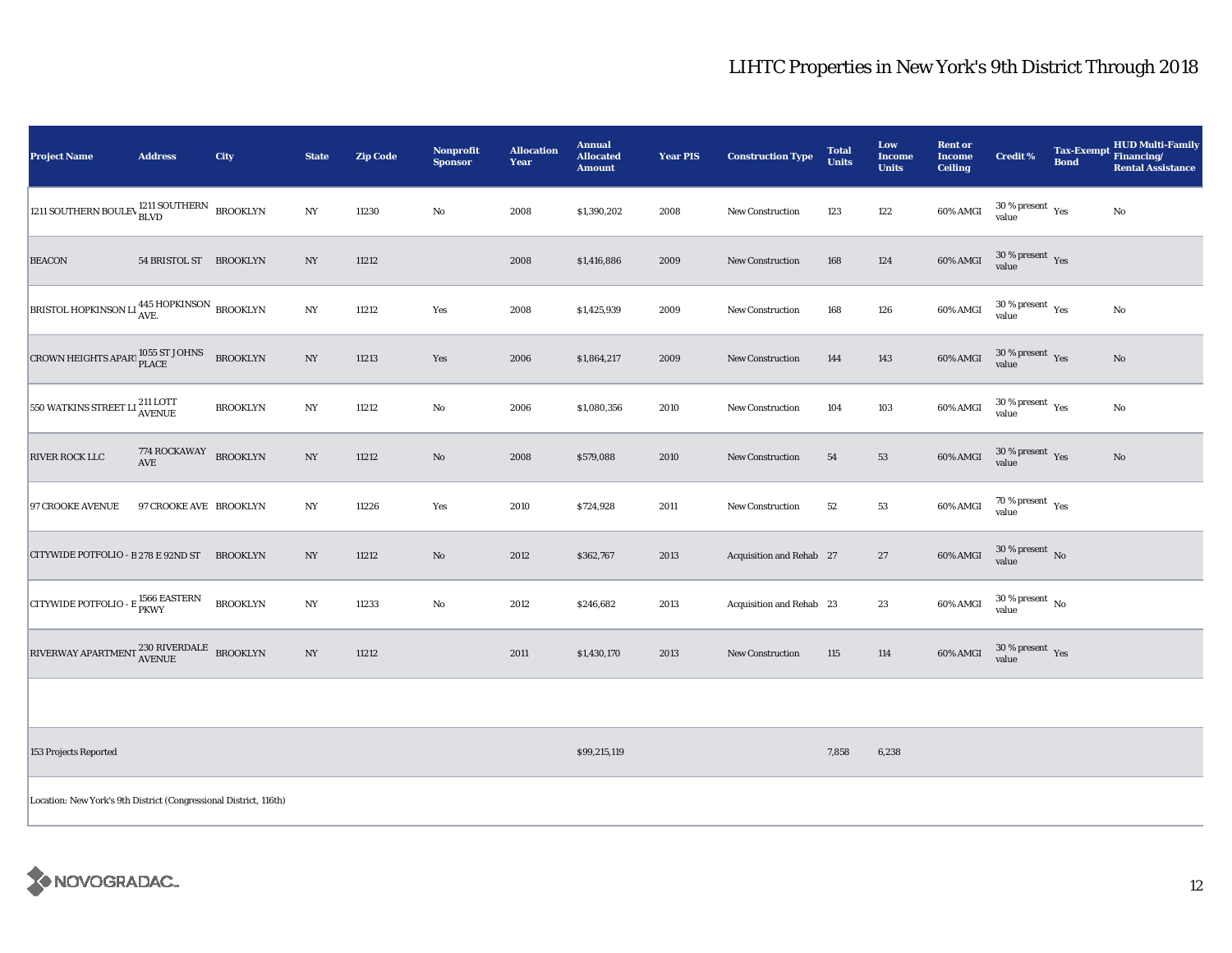# LIHTC Properties in New York's 9th District Through 2018

| Project Name | Address | City | State | Zip Code | Nonprofit Sponsor | Allocation Year | Annual Allocated Amount | Year PIS | Construction Type | Total Units | Low Income Units | Rent or Income Ceiling | Credit % | Tax-Exempt Bond | HUD Multi-Family Financing/ Rental Assistance |
|---|---|---|---|---|---|---|---|---|---|---|---|---|---|---|---|
| 1211 SOUTHERN BOULEV | 1211 SOUTHERN BLVD | BROOKLYN | NY | 11230 | No | 2008 | $1,390,202 | 2008 | New Construction | 123 | 122 | 60% AMGI | 30 % present value | Yes | No |
| BEACON | 54 BRISTOL ST | BROOKLYN | NY | 11212 | | 2008 | $1,416,886 | 2009 | New Construction | 168 | 124 | 60% AMGI | 30 % present value | Yes | |
| BRISTOL HOPKINSON LI | 445 HOPKINSON AVE. | BROOKLYN | NY | 11212 | Yes | 2008 | $1,425,939 | 2009 | New Construction | 168 | 126 | 60% AMGI | 30 % present value | Yes | No |
| CROWN HEIGHTS APART | 1055 ST JOHNS PLACE | BROOKLYN | NY | 11213 | Yes | 2006 | $1,864,217 | 2009 | New Construction | 144 | 143 | 60% AMGI | 30 % present value | Yes | No |
| 550 WATKINS STREET LI | 211 LOTT AVENUE | BROOKLYN | NY | 11212 | No | 2006 | $1,080,356 | 2010 | New Construction | 104 | 103 | 60% AMGI | 30 % present value | Yes | No |
| RIVER ROCK LLC | 774 ROCKAWAY AVE | BROOKLYN | NY | 11212 | No | 2008 | $579,088 | 2010 | New Construction | 54 | 53 | 60% AMGI | 30 % present value | Yes | No |
| 97 CROOKE AVENUE | 97 CROOKE AVE | BROOKLYN | NY | 11226 | Yes | 2010 | $724,928 | 2011 | New Construction | 52 | 53 | 60% AMGI | 70 % present value | Yes | |
| CITYWIDE POTFOLIO - B | 278 E 92ND ST | BROOKLYN | NY | 11212 | No | 2012 | $362,767 | 2013 | Acquisition and Rehab | 27 | 27 | 60% AMGI | 30 % present value | No | |
| CITYWIDE POTFOLIO - E | 1566 EASTERN PKWY | BROOKLYN | NY | 11233 | No | 2012 | $246,682 | 2013 | Acquisition and Rehab | 23 | 23 | 60% AMGI | 30 % present value | No | |
| RIVERWAY APARTMENT | 230 RIVERDALE AVENUE | BROOKLYN | NY | 11212 | | 2011 | $1,430,170 | 2013 | New Construction | 115 | 114 | 60% AMGI | 30 % present value | Yes | |
| | | | | | | | | | | | | | | | |
| 153 Projects Reported | | | | | | | $99,215,119 | | | 7,858 | 6,238 | | | | |

Location: New York's 9th District (Congressional District, 116th)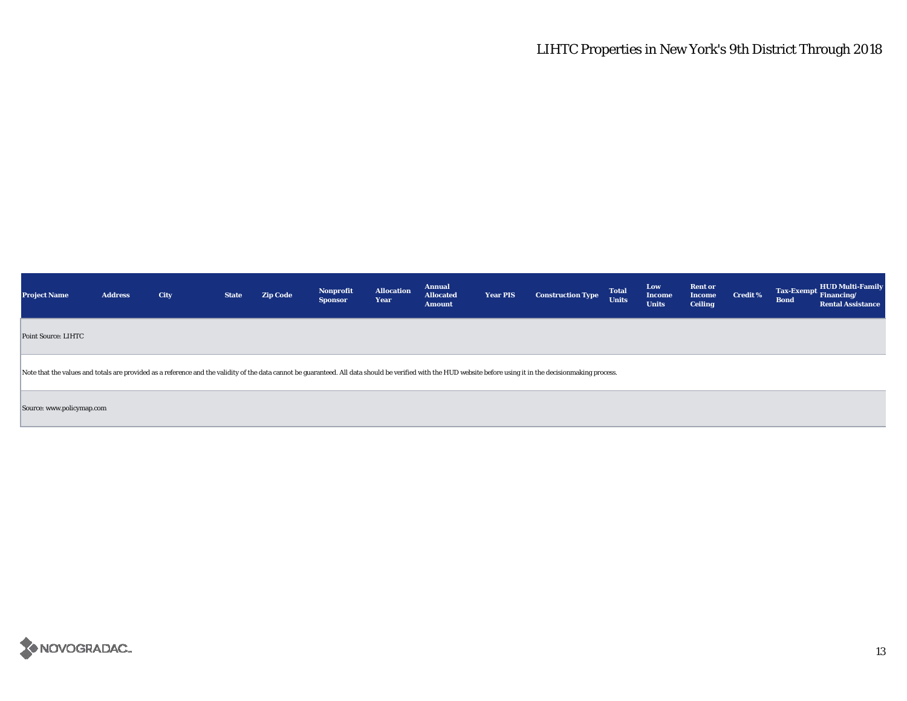# LIHTC Properties in New York's 9th District Through 2018

| Project Name | Address | City | State | Zip Code | Nonprofit Sponsor | Allocation Year | Annual Allocated Amount | Year PIS | Construction Type | Total Units | Low Income Units | Rent or Income Ceiling | Credit % | Tax-Exempt Bond | HUD Multi-Family Financing/ Rental Assistance |
|---|---|---|---|---|---|---|---|---|---|---|---|---|---|---|---|

Point Source: LIHTC

Note that the values and totals are provided as a reference and the validity of the data cannot be guaranteed. All data should be verified with the HUD website before using it in the decisionmaking process.

Source: www.policymap.com